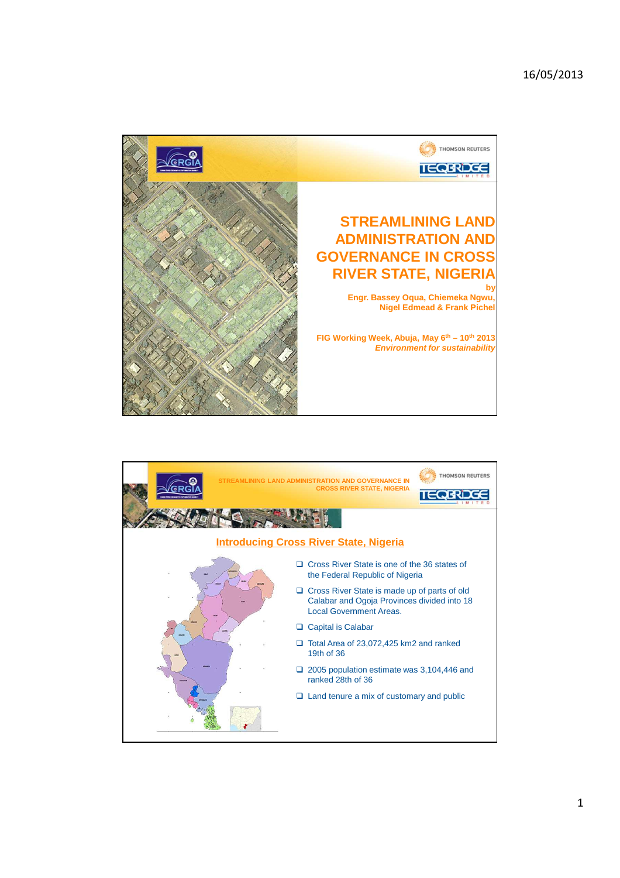# STREAMLINING LAND ADMINISTRATION AND GOVERNANCE IN CROSS RIVER STATE, NIGERIA

by

**Engr. Bassey Oqua, Chiemeka Ngwu, Nigel Edmead & Frank Pichel**

FIG Working Week, Abuja, May 6th – 10th 2013

*Environment for sustainability*

---

STREAMLINING LAND ADMINISTRATION AND GOVERNANCE IN CROSS RIVER STATE, NIGERIA

## Introducing Cross River State, Nigeria

- Cross River State is one of the 36 states of the Federal Republic of Nigeria
- Cross River State is made up of parts of old Calabar and Ogoja Provinces divided into 18 Local Government Areas.
- Capital is Calabar
- Total Area of 23,072,425 km2 and ranked 19th of 36
- 2005 population estimate was 3,104,446 and ranked 28th of 36
- Land tenure a mix of customary and public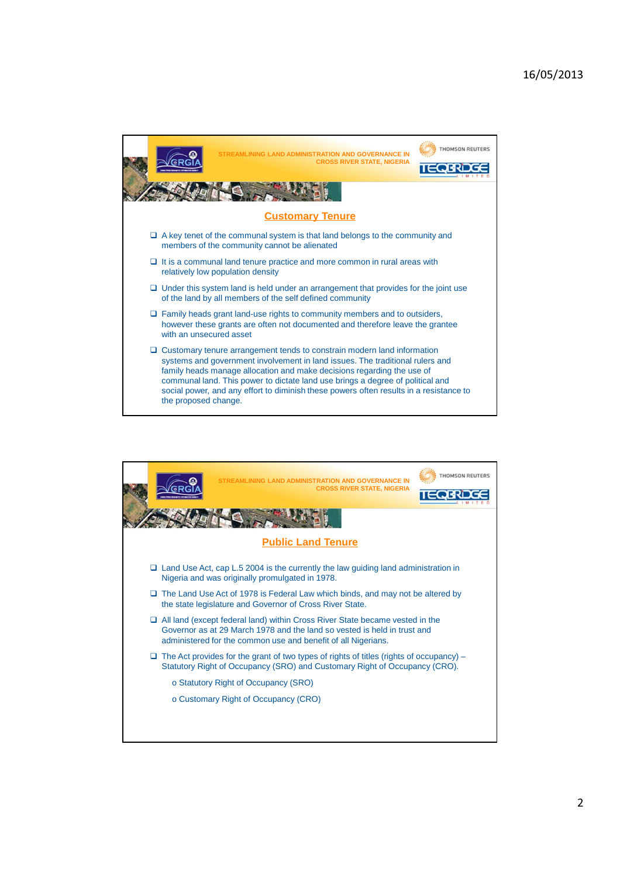STREAMLINING LAND ADMINISTRATION AND GOVERNANCE IN CROSS RIVER STATE, NIGERIA

## Customary Tenure

- A key tenet of the communal system is that land belongs to the community and members of the community cannot be alienated
- It is a communal land tenure practice and more common in rural areas with relatively low population density
- Under this system land is held under an arrangement that provides for the joint use of the land by all members of the self defined community
- Family heads grant land-use rights to community members and to outsiders, however these grants are often not documented and therefore leave the grantee with an unsecured asset
- Customary tenure arrangement tends to constrain modern land information systems and government involvement in land issues. The traditional rulers and family heads manage allocation and make decisions regarding the use of communal land. This power to dictate land use brings a degree of political and social power, and any effort to diminish these powers often results in a resistance to the proposed change.

STREAMLINING LAND ADMINISTRATION AND GOVERNANCE IN CROSS RIVER STATE, NIGERIA

## Public Land Tenure

- Land Use Act, cap L.5 2004 is the currently the law guiding land administration in Nigeria and was originally promulgated in 1978.
- The Land Use Act of 1978 is Federal Law which binds, and may not be altered by the state legislature and Governor of Cross River State.
- All land (except federal land) within Cross River State became vested in the Governor as at 29 March 1978 and the land so vested is held in trust and administered for the common use and benefit of all Nigerians.
- The Act provides for the grant of two types of rights of titles (rights of occupancy) – Statutory Right of Occupancy (SRO) and Customary Right of Occupancy (CRO).
  - Statutory Right of Occupancy (SRO)
  - Customary Right of Occupancy (CRO)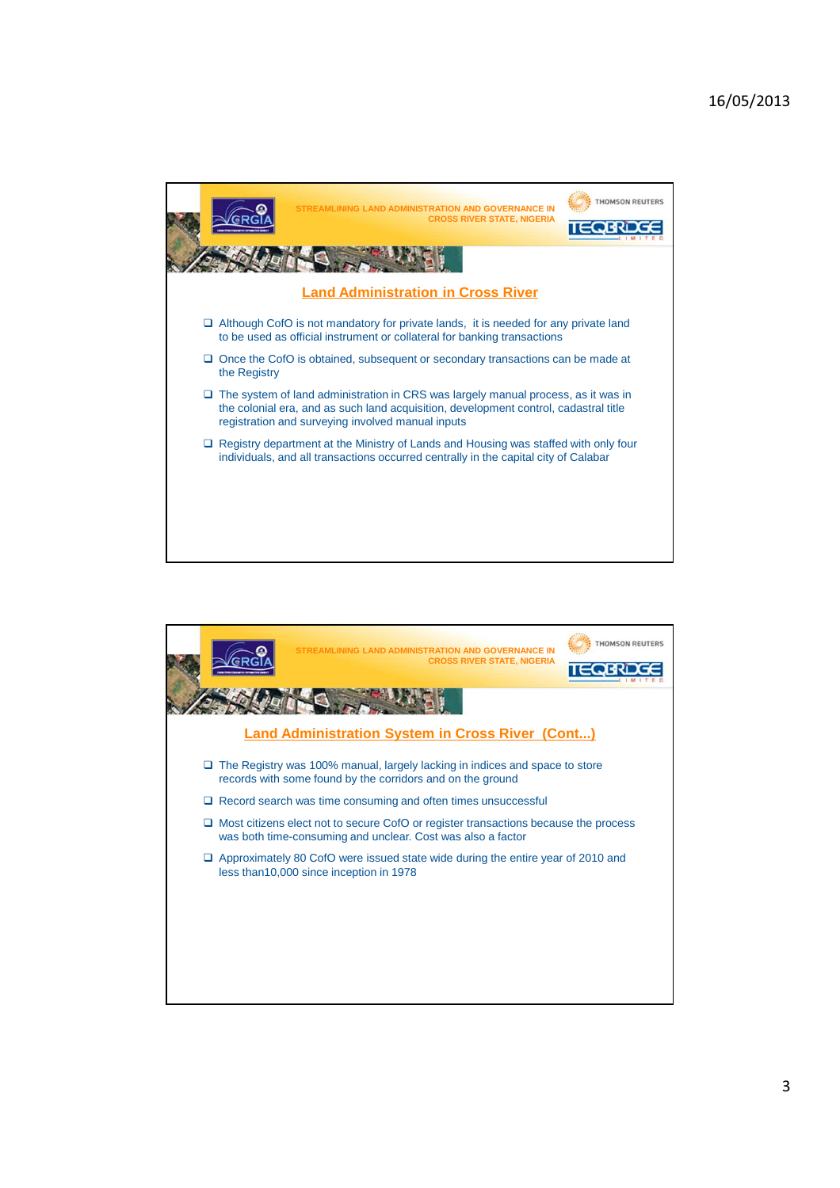## Land Administration in Cross River

- Although CofO is not mandatory for private lands, it is needed for any private land to be used as official instrument or collateral for banking transactions
- Once the CofO is obtained, subsequent or secondary transactions can be made at the Registry
- The system of land administration in CRS was largely manual process, as it was in the colonial era, and as such land acquisition, development control, cadastral title registration and surveying involved manual inputs
- Registry department at the Ministry of Lands and Housing was staffed with only four individuals, and all transactions occurred centrally in the capital city of Calabar

## Land Administration System in Cross River (Cont...)

- The Registry was 100% manual, largely lacking in indices and space to store records with some found by the corridors and on the ground
- Record search was time consuming and often times unsuccessful
- Most citizens elect not to secure CofO or register transactions because the process was both time-consuming and unclear. Cost was also a factor
- Approximately 80 CofO were issued state wide during the entire year of 2010 and less than10,000 since inception in 1978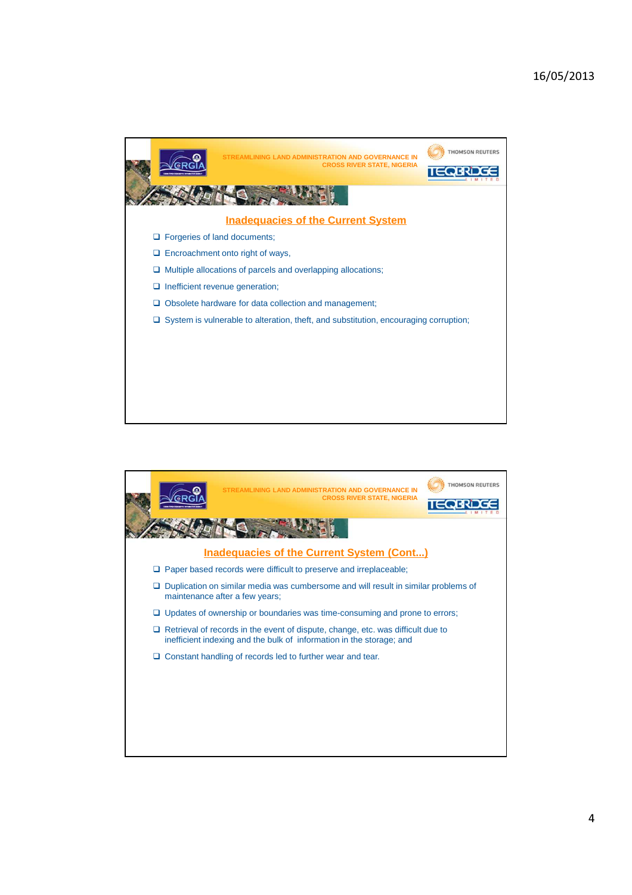## Inadequacies of the Current System

- Forgeries of land documents;
- Encroachment onto right of ways,
- Multiple allocations of parcels and overlapping allocations;
- Inefficient revenue generation;
- Obsolete hardware for data collection and management;
- System is vulnerable to alteration, theft, and substitution, encouraging corruption;

## Inadequacies of the Current System (Cont...)

- Paper based records were difficult to preserve and irreplaceable;
- Duplication on similar media was cumbersome and will result in similar problems of maintenance after a few years;
- Updates of ownership or boundaries was time-consuming and prone to errors;
- Retrieval of records in the event of dispute, change, etc. was difficult due to inefficient indexing and the bulk of information in the storage; and
- Constant handling of records led to further wear and tear.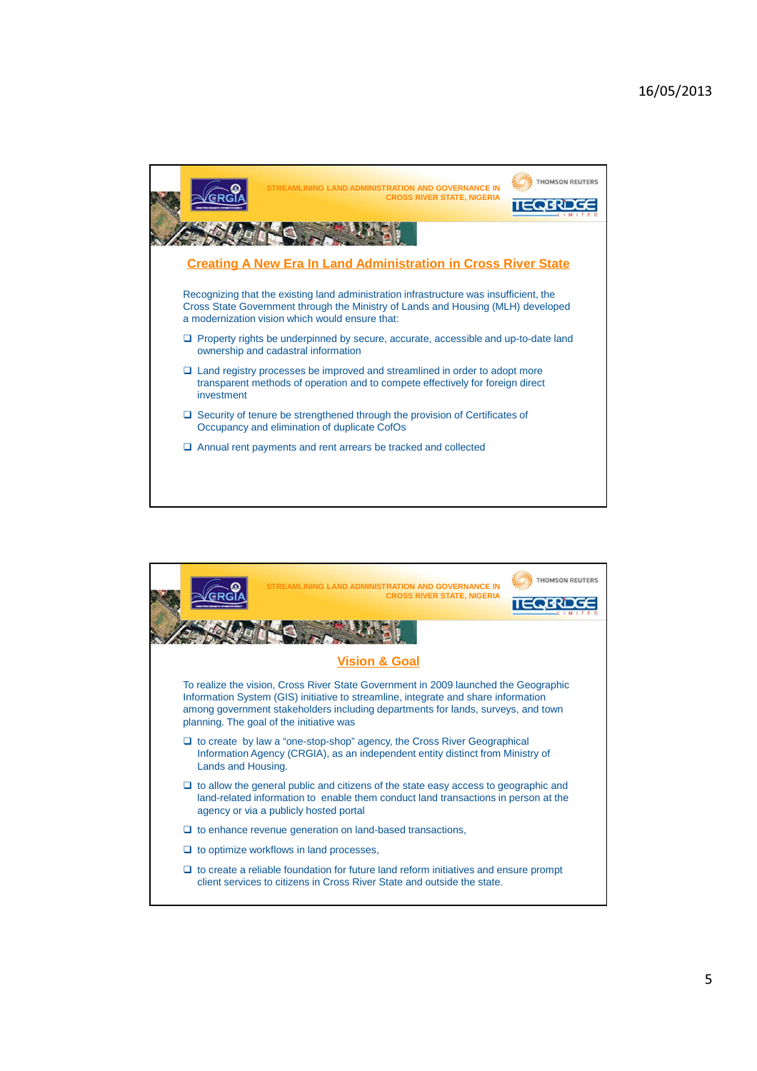## Creating A New Era In Land Administration in Cross River State

Recognizing that the existing land administration infrastructure was insufficient, the Cross State Government through the Ministry of Lands and Housing (MLH) developed a modernization vision which would ensure that:

- Property rights be underpinned by secure, accurate, accessible and up-to-date land ownership and cadastral information
- Land registry processes be improved and streamlined in order to adopt more transparent methods of operation and to compete effectively for foreign direct investment
- Security of tenure be strengthened through the provision of Certificates of Occupancy and elimination of duplicate CofOs
- Annual rent payments and rent arrears be tracked and collected

## Vision & Goal

To realize the vision, Cross River State Government in 2009 launched the Geographic Information System (GIS) initiative to streamline, integrate and share information among government stakeholders including departments for lands, surveys, and town planning. The goal of the initiative was

- to create by law a "one-stop-shop" agency, the Cross River Geographical Information Agency (CRGIA), as an independent entity distinct from Ministry of Lands and Housing.
- to allow the general public and citizens of the state easy access to geographic and land-related information to enable them conduct land transactions in person at the agency or via a publicly hosted portal
- to enhance revenue generation on land-based transactions,
- to optimize workflows in land processes,
- to create a reliable foundation for future land reform initiatives and ensure prompt client services to citizens in Cross River State and outside the state.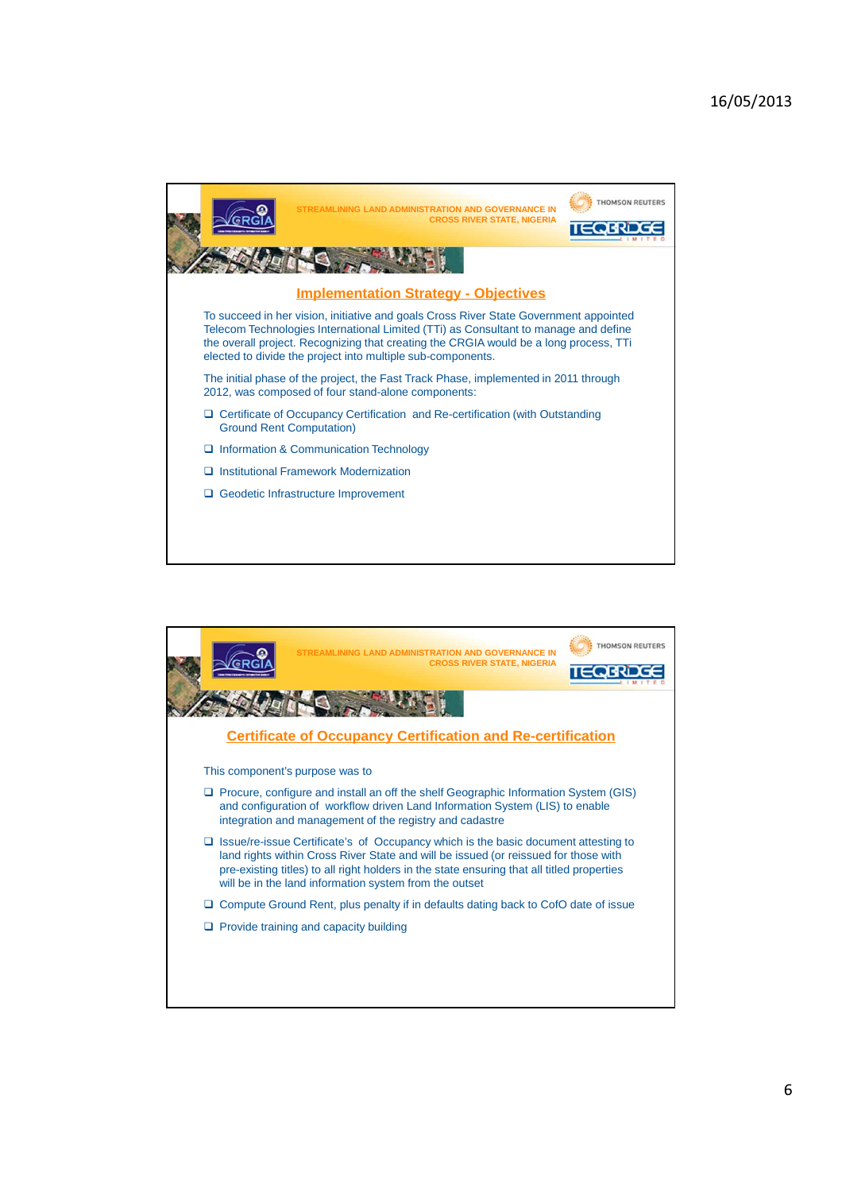## Implementation Strategy - Objectives

To succeed in her vision, initiative and goals Cross River State Government appointed Telecom Technologies International Limited (TTi) as Consultant to manage and define the overall project. Recognizing that creating the CRGIA would be a long process, TTi elected to divide the project into multiple sub-components.

The initial phase of the project, the Fast Track Phase, implemented in 2011 through 2012, was composed of four stand-alone components:

- Certificate of Occupancy Certification and Re-certification (with Outstanding Ground Rent Computation)
- Information & Communication Technology
- Institutional Framework Modernization
- Geodetic Infrastructure Improvement

## Certificate of Occupancy Certification and Re-certification

This component's purpose was to

- Procure, configure and install an off the shelf Geographic Information System (GIS) and configuration of workflow driven Land Information System (LIS) to enable integration and management of the registry and cadastre
- Issue/re-issue Certificate's of Occupancy which is the basic document attesting to land rights within Cross River State and will be issued (or reissued for those with pre-existing titles) to all right holders in the state ensuring that all titled properties will be in the land information system from the outset
- Compute Ground Rent, plus penalty if in defaults dating back to CofO date of issue
- Provide training and capacity building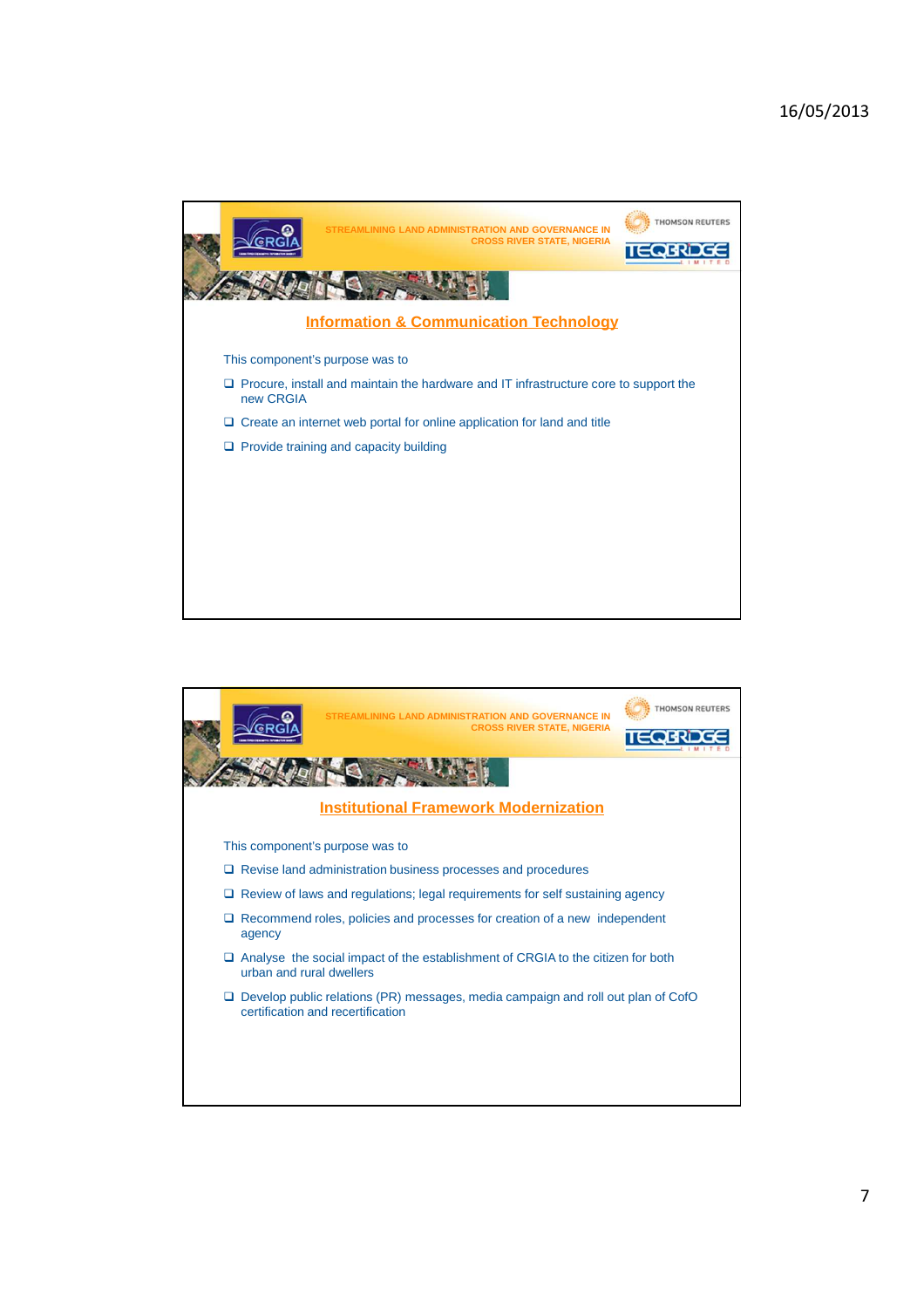STREAMLINING LAND ADMINISTRATION AND GOVERNANCE IN CROSS RIVER STATE, NIGERIA

## Information & Communication Technology

This component's purpose was to

- Procure, install and maintain the hardware and IT infrastructure core to support the new CRGIA
- Create an internet web portal for online application for land and title
- Provide training and capacity building

STREAMLINING LAND ADMINISTRATION AND GOVERNANCE IN CROSS RIVER STATE, NIGERIA

## Institutional Framework Modernization

This component's purpose was to

- Revise land administration business processes and procedures
- Review of laws and regulations; legal requirements for self sustaining agency
- Recommend roles, policies and processes for creation of a new independent agency
- Analyse the social impact of the establishment of CRGIA to the citizen for both urban and rural dwellers
- Develop public relations (PR) messages, media campaign and roll out plan of CofO certification and recertification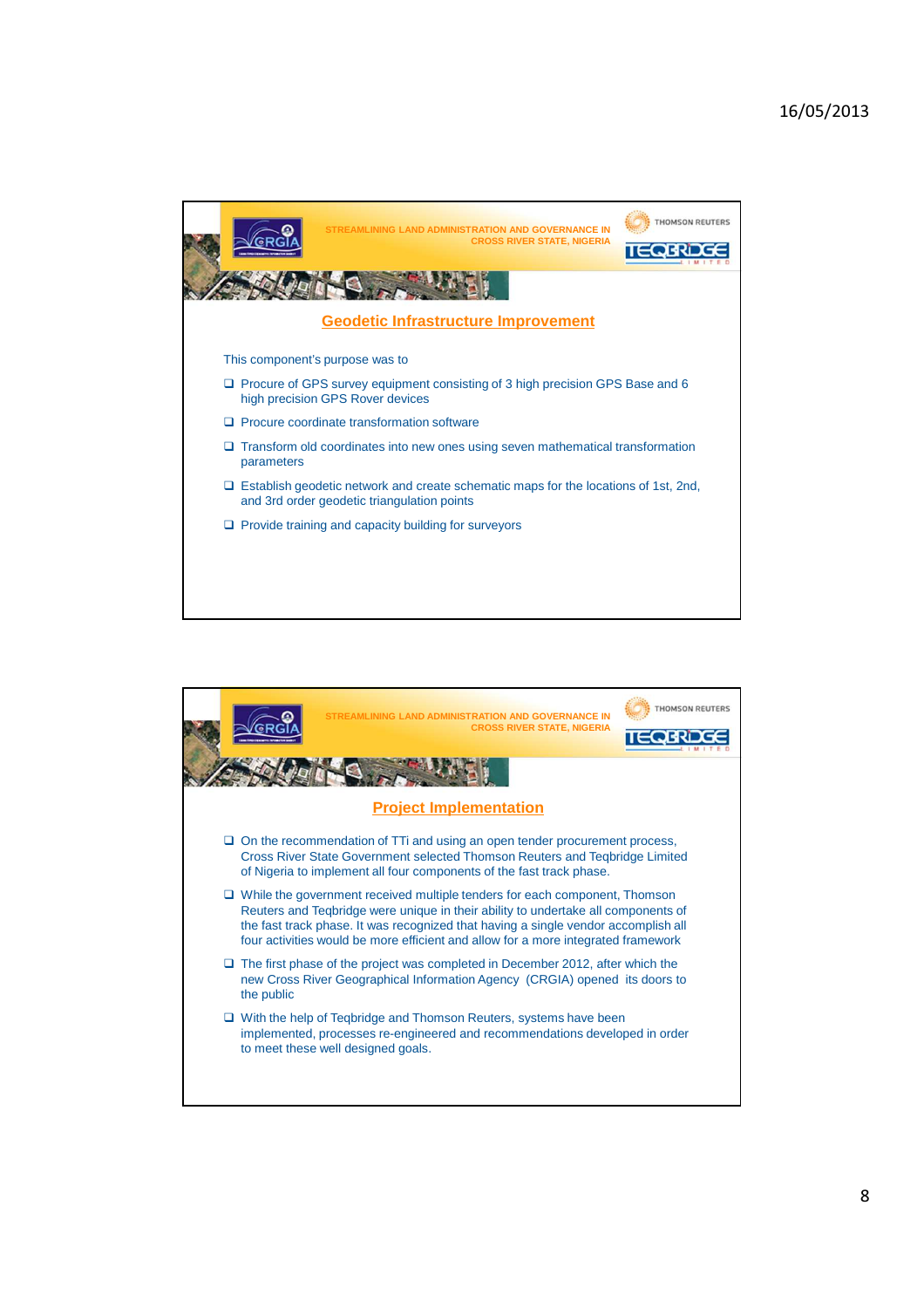## Geodetic Infrastructure Improvement

This component's purpose was to

- Procure of GPS survey equipment consisting of 3 high precision GPS Base and 6 high precision GPS Rover devices
- Procure coordinate transformation software
- Transform old coordinates into new ones using seven mathematical transformation parameters
- Establish geodetic network and create schematic maps for the locations of 1st, 2nd, and 3rd order geodetic triangulation points
- Provide training and capacity building for surveyors

## Project Implementation

- On the recommendation of TTi and using an open tender procurement process, Cross River State Government selected Thomson Reuters and Teqbridge Limited of Nigeria to implement all four components of the fast track phase.
- While the government received multiple tenders for each component, Thomson Reuters and Teqbridge were unique in their ability to undertake all components of the fast track phase. It was recognized that having a single vendor accomplish all four activities would be more efficient and allow for a more integrated framework
- The first phase of the project was completed in December 2012, after which the new Cross River Geographical Information Agency (CRGIA) opened its doors to the public
- With the help of Teqbridge and Thomson Reuters, systems have been implemented, processes re-engineered and recommendations developed in order to meet these well designed goals.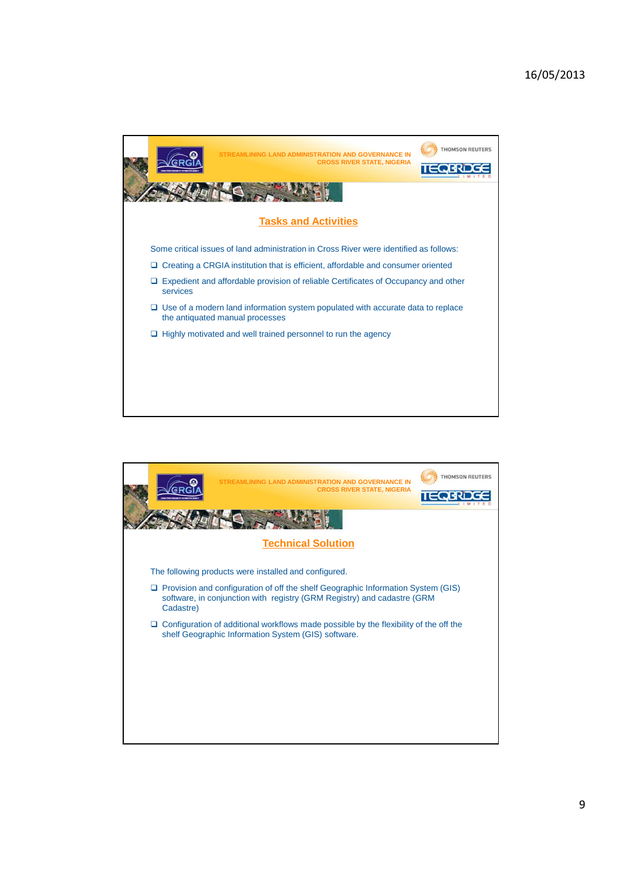## Tasks and Activities

Some critical issues of land administration in Cross River were identified as follows:

- Creating a CRGIA institution that is efficient, affordable and consumer oriented
- Expedient and affordable provision of reliable Certificates of Occupancy and other services
- Use of a modern land information system populated with accurate data to replace the antiquated manual processes
- Highly motivated and well trained personnel to run the agency

## Technical Solution

The following products were installed and configured.

- Provision and configuration of off the shelf Geographic Information System (GIS) software, in conjunction with registry (GRM Registry) and cadastre (GRM Cadastre)
- Configuration of additional workflows made possible by the flexibility of the off the shelf Geographic Information System (GIS) software.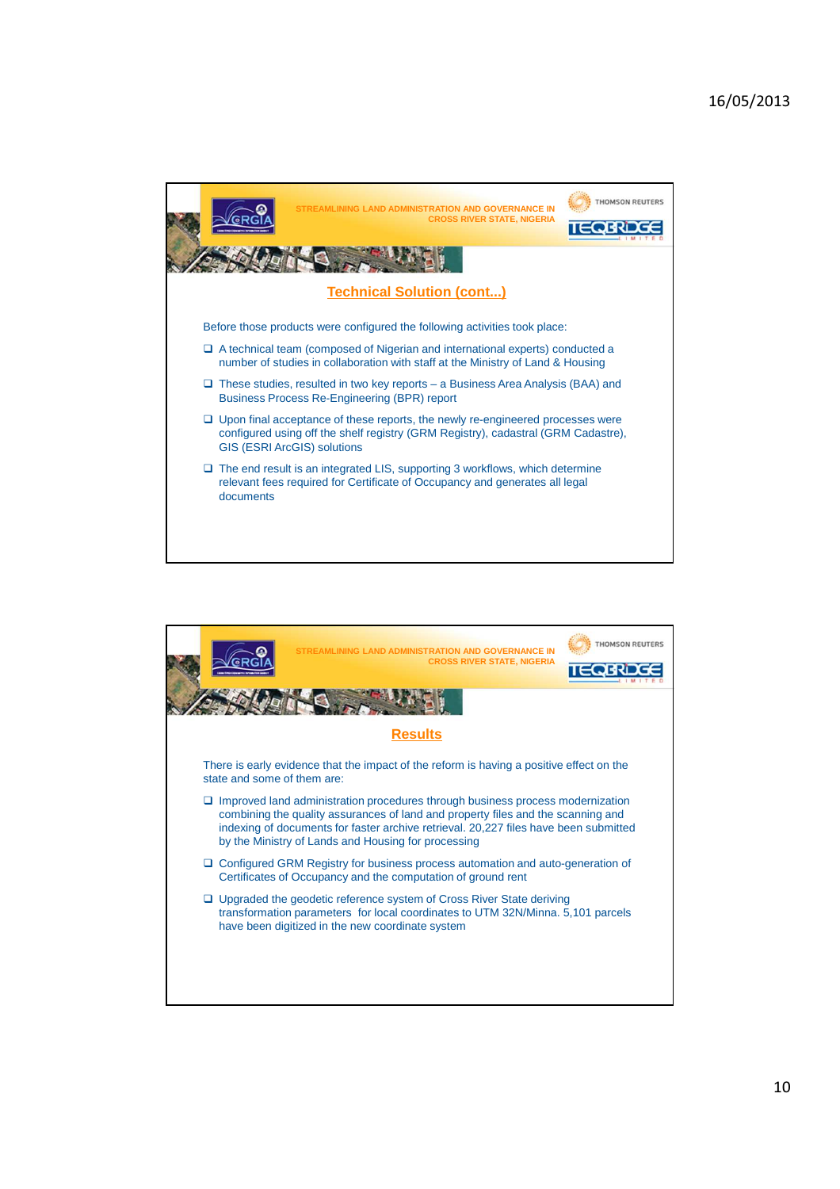STREAMLINING LAND ADMINISTRATION AND GOVERNANCE IN CROSS RIVER STATE, NIGERIA

## Technical Solution (cont...)

Before those products were configured the following activities took place:

- A technical team (composed of Nigerian and international experts) conducted a number of studies in collaboration with staff at the Ministry of Land & Housing
- These studies, resulted in two key reports – a Business Area Analysis (BAA) and Business Process Re-Engineering (BPR) report
- Upon final acceptance of these reports, the newly re-engineered processes were configured using off the shelf registry (GRM Registry), cadastral (GRM Cadastre), GIS (ESRI ArcGIS) solutions
- The end result is an integrated LIS, supporting 3 workflows, which determine relevant fees required for Certificate of Occupancy and generates all legal documents

STREAMLINING LAND ADMINISTRATION AND GOVERNANCE IN CROSS RIVER STATE, NIGERIA

## Results

There is early evidence that the impact of the reform is having a positive effect on the state and some of them are:

- Improved land administration procedures through business process modernization combining the quality assurances of land and property files and the scanning and indexing of documents for faster archive retrieval. 20,227 files have been submitted by the Ministry of Lands and Housing for processing
- Configured GRM Registry for business process automation and auto-generation of Certificates of Occupancy and the computation of ground rent
- Upgraded the geodetic reference system of Cross River State deriving transformation parameters for local coordinates to UTM 32N/Minna. 5,101 parcels have been digitized in the new coordinate system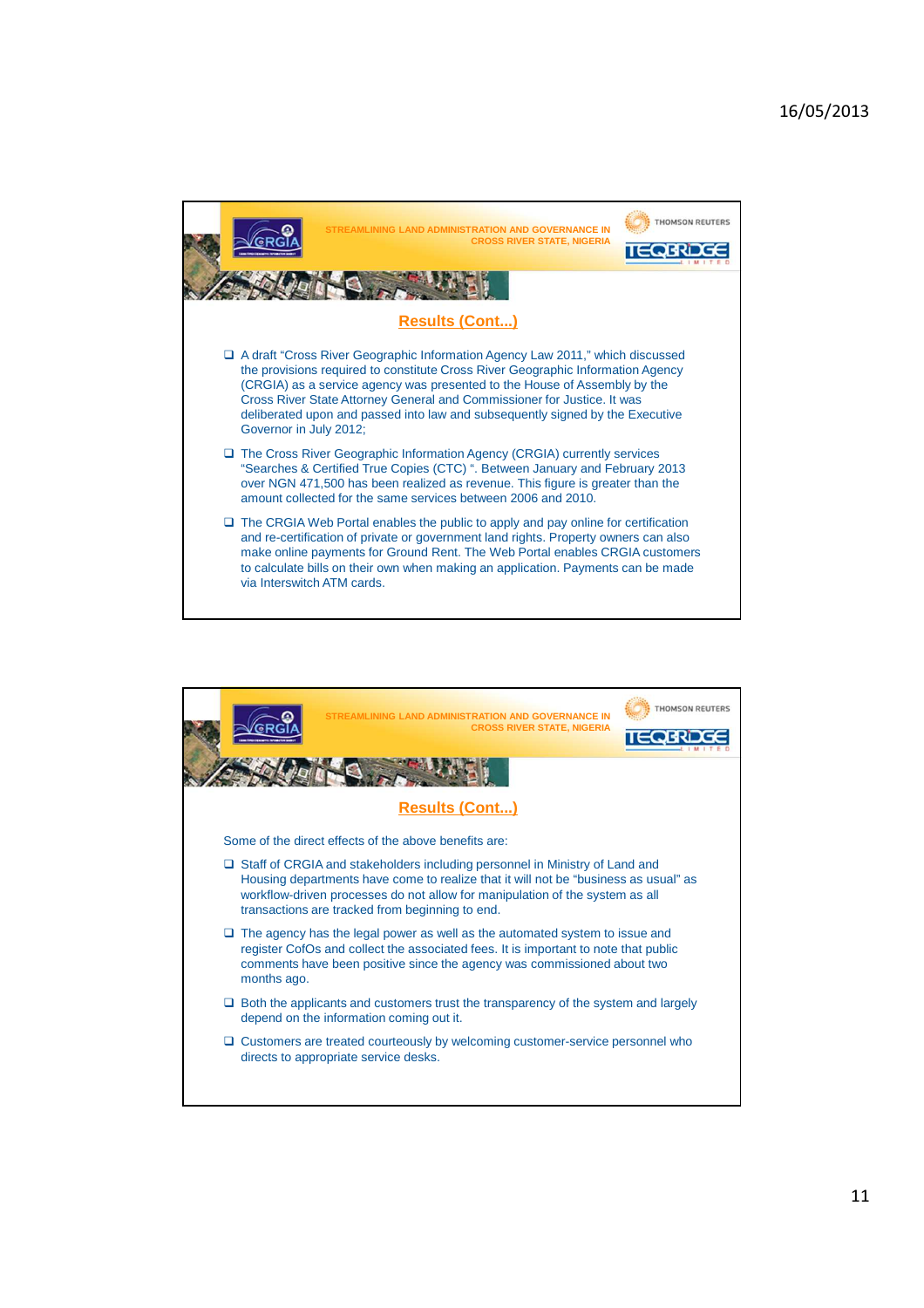STREAMLINING LAND ADMINISTRATION AND GOVERNANCE IN CROSS RIVER STATE, NIGERIA

## Results (Cont...)

- A draft "Cross River Geographic Information Agency Law 2011," which discussed the provisions required to constitute Cross River Geographic Information Agency (CRGIA) as a service agency was presented to the House of Assembly by the Cross River State Attorney General and Commissioner for Justice. It was deliberated upon and passed into law and subsequently signed by the Executive Governor in July 2012;
- The Cross River Geographic Information Agency (CRGIA) currently services "Searches & Certified True Copies (CTC) ". Between January and February 2013 over NGN 471,500 has been realized as revenue. This figure is greater than the amount collected for the same services between 2006 and 2010.
- The CRGIA Web Portal enables the public to apply and pay online for certification and re-certification of private or government land rights. Property owners can also make online payments for Ground Rent. The Web Portal enables CRGIA customers to calculate bills on their own when making an application. Payments can be made via Interswitch ATM cards.

STREAMLINING LAND ADMINISTRATION AND GOVERNANCE IN CROSS RIVER STATE, NIGERIA

## Results (Cont...)

Some of the direct effects of the above benefits are:

- Staff of CRGIA and stakeholders including personnel in Ministry of Land and Housing departments have come to realize that it will not be "business as usual" as workflow-driven processes do not allow for manipulation of the system as all transactions are tracked from beginning to end.
- The agency has the legal power as well as the automated system to issue and register CofOs and collect the associated fees. It is important to note that public comments have been positive since the agency was commissioned about two months ago.
- Both the applicants and customers trust the transparency of the system and largely depend on the information coming out it.
- Customers are treated courteously by welcoming customer-service personnel who directs to appropriate service desks.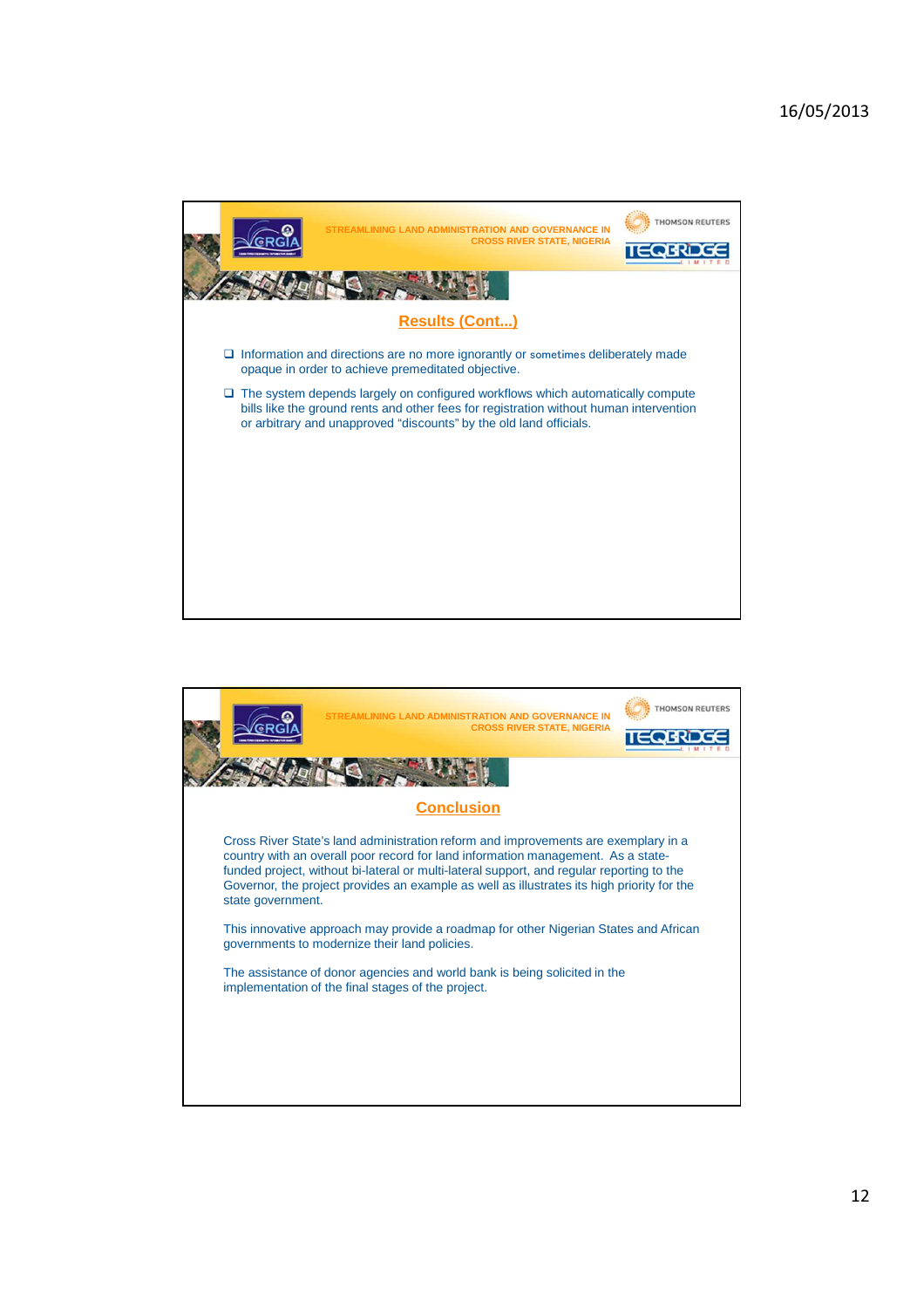## Results (Cont...)

- Information and directions are no more ignorantly or sometimes deliberately made opaque in order to achieve premeditated objective.
- The system depends largely on configured workflows which automatically compute bills like the ground rents and other fees for registration without human intervention or arbitrary and unapproved “discounts” by the old land officials.

## Conclusion

Cross River State’s land administration reform and improvements are exemplary in a country with an overall poor record for land information management. As a state-funded project, without bi-lateral or multi-lateral support, and regular reporting to the Governor, the project provides an example as well as illustrates its high priority for the state government.

This innovative approach may provide a roadmap for other Nigerian States and African governments to modernize their land policies.

The assistance of donor agencies and world bank is being solicited in the implementation of the final stages of the project.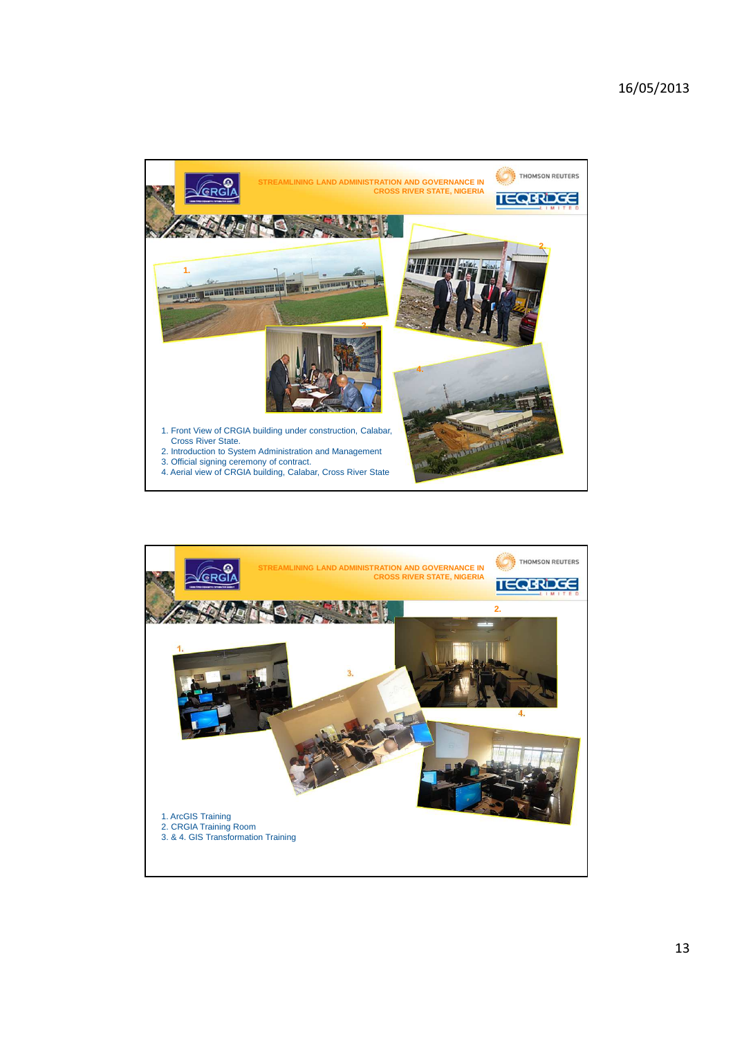STREAMLINING LAND ADMINISTRATION AND GOVERNANCE IN CROSS RIVER STATE, NIGERIA

1. Front View of CRGIA building under construction, Calabar, Cross River State.
2. Introduction to System Administration and Management
3. Official signing ceremony of contract.
4. Aerial view of CRGIA building, Calabar, Cross River State

STREAMLINING LAND ADMINISTRATION AND GOVERNANCE IN CROSS RIVER STATE, NIGERIA

1. ArcGIS Training
2. CRGIA Training Room
3. & 4. GIS Transformation Training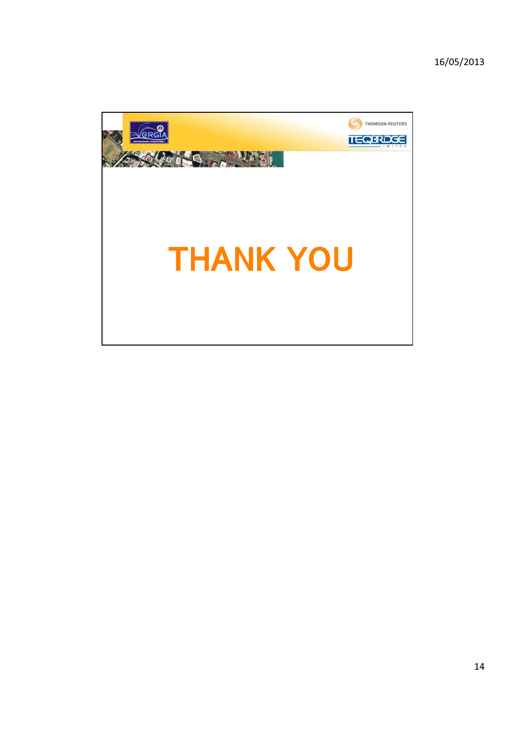# THANK YOU